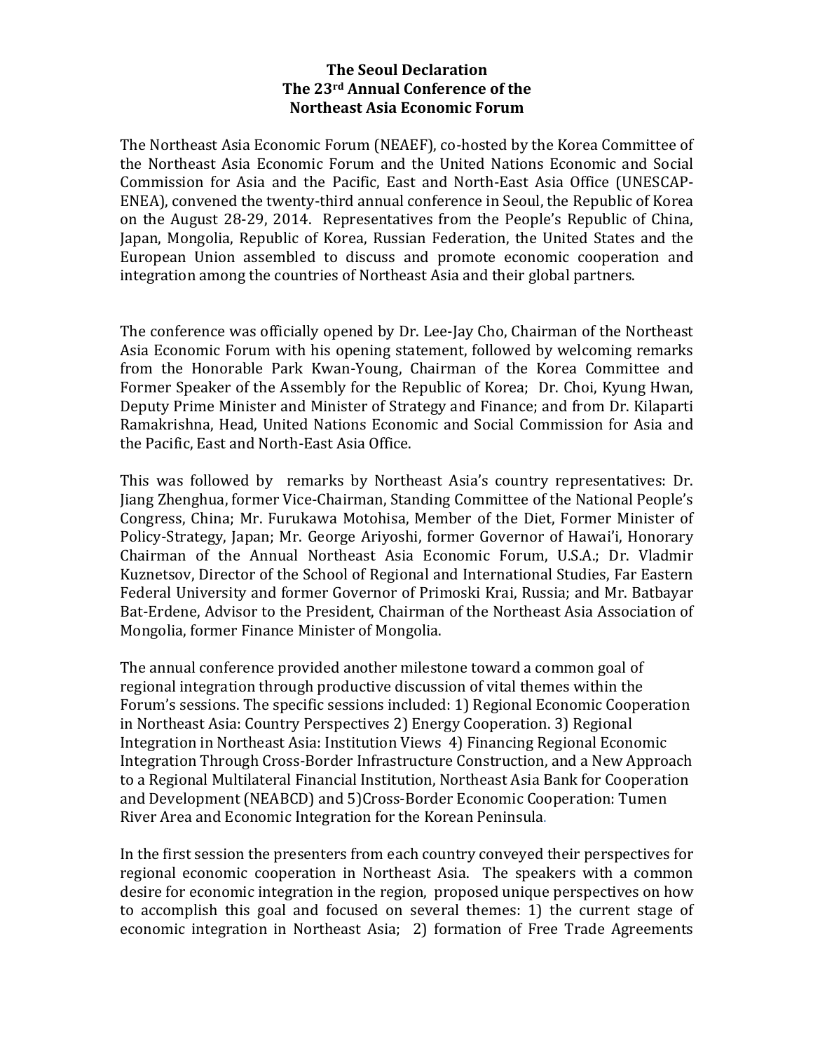# The Seoul Declaration
## The 23rd Annual Conference of the Northeast Asia Economic Forum

The Northeast Asia Economic Forum (NEAEF), co-hosted by the Korea Committee of the Northeast Asia Economic Forum and the United Nations Economic and Social Commission for Asia and the Pacific, East and North-East Asia Office (UNESCAP-ENEA), convened the twenty-third annual conference in Seoul, the Republic of Korea on the August 28-29, 2014. Representatives from the People's Republic of China, Japan, Mongolia, Republic of Korea, Russian Federation, the United States and the European Union assembled to discuss and promote economic cooperation and integration among the countries of Northeast Asia and their global partners.

The conference was officially opened by Dr. Lee-Jay Cho, Chairman of the Northeast Asia Economic Forum with his opening statement, followed by welcoming remarks from the Honorable Park Kwan-Young, Chairman of the Korea Committee and Former Speaker of the Assembly for the Republic of Korea; Dr. Choi, Kyung Hwan, Deputy Prime Minister and Minister of Strategy and Finance; and from Dr. Kilaparti Ramakrishna, Head, United Nations Economic and Social Commission for Asia and the Pacific, East and North-East Asia Office.

This was followed by remarks by Northeast Asia's country representatives: Dr. Jiang Zhenghua, former Vice-Chairman, Standing Committee of the National People's Congress, China; Mr. Furukawa Motohisa, Member of the Diet, Former Minister of Policy-Strategy, Japan; Mr. George Ariyoshi, former Governor of Hawai'i, Honorary Chairman of the Annual Northeast Asia Economic Forum, U.S.A.; Dr. Vladmir Kuznetsov, Director of the School of Regional and International Studies, Far Eastern Federal University and former Governor of Primoski Krai, Russia; and Mr. Batbayar Bat-Erdene, Advisor to the President, Chairman of the Northeast Asia Association of Mongolia, former Finance Minister of Mongolia.

The annual conference provided another milestone toward a common goal of regional integration through productive discussion of vital themes within the Forum's sessions. The specific sessions included: 1) Regional Economic Cooperation in Northeast Asia: Country Perspectives 2) Energy Cooperation. 3) Regional Integration in Northeast Asia: Institution Views 4) Financing Regional Economic Integration Through Cross-Border Infrastructure Construction, and a New Approach to a Regional Multilateral Financial Institution, Northeast Asia Bank for Cooperation and Development (NEABCD) and 5)Cross-Border Economic Cooperation: Tumen River Area and Economic Integration for the Korean Peninsula.

In the first session the presenters from each country conveyed their perspectives for regional economic cooperation in Northeast Asia. The speakers with a common desire for economic integration in the region, proposed unique perspectives on how to accomplish this goal and focused on several themes: 1) the current stage of economic integration in Northeast Asia; 2) formation of Free Trade Agreements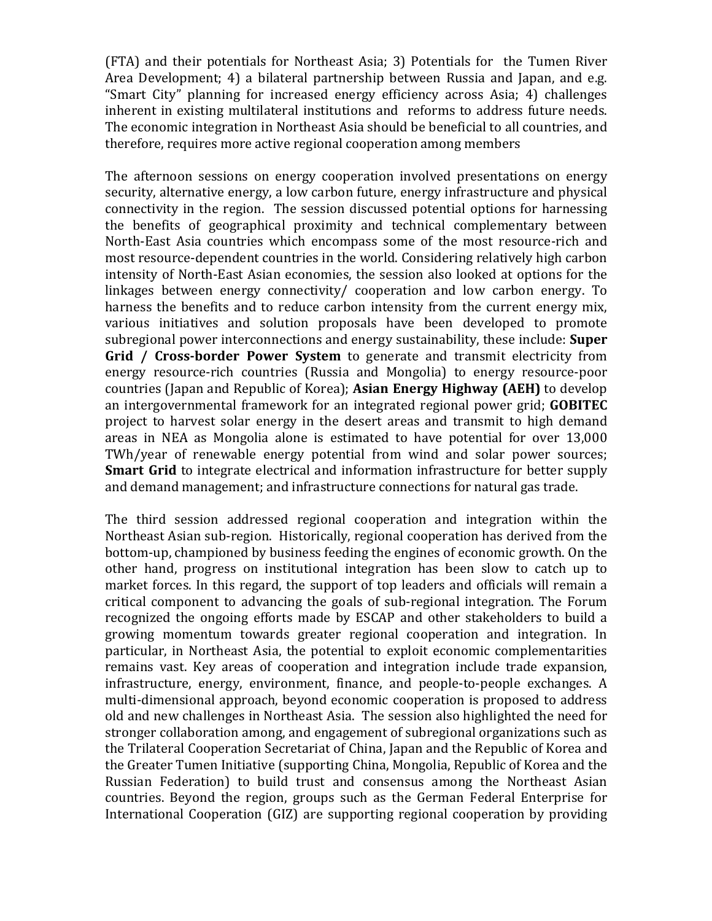(FTA) and their potentials for Northeast Asia; 3) Potentials for the Tumen River Area Development; 4) a bilateral partnership between Russia and Japan, and e.g. "Smart City" planning for increased energy efficiency across Asia; 4) challenges inherent in existing multilateral institutions and reforms to address future needs. The economic integration in Northeast Asia should be beneficial to all countries, and therefore, requires more active regional cooperation among members

The afternoon sessions on energy cooperation involved presentations on energy security, alternative energy, a low carbon future, energy infrastructure and physical connectivity in the region. The session discussed potential options for harnessing the benefits of geographical proximity and technical complementary between North-East Asia countries which encompass some of the most resource-rich and most resource-dependent countries in the world. Considering relatively high carbon intensity of North-East Asian economies, the session also looked at options for the linkages between energy connectivity/ cooperation and low carbon energy. To harness the benefits and to reduce carbon intensity from the current energy mix, various initiatives and solution proposals have been developed to promote subregional power interconnections and energy sustainability, these include: **Super Grid / Cross-border Power System** to generate and transmit electricity from energy resource-rich countries (Russia and Mongolia) to energy resource-poor countries (Japan and Republic of Korea); **Asian Energy Highway (AEH)** to develop an intergovernmental framework for an integrated regional power grid; **GOBITEC** project to harvest solar energy in the desert areas and transmit to high demand areas in NEA as Mongolia alone is estimated to have potential for over 13,000 TWh/year of renewable energy potential from wind and solar power sources; **Smart Grid** to integrate electrical and information infrastructure for better supply and demand management; and infrastructure connections for natural gas trade.

The third session addressed regional cooperation and integration within the Northeast Asian sub-region. Historically, regional cooperation has derived from the bottom-up, championed by business feeding the engines of economic growth. On the other hand, progress on institutional integration has been slow to catch up to market forces. In this regard, the support of top leaders and officials will remain a critical component to advancing the goals of sub-regional integration. The Forum recognized the ongoing efforts made by ESCAP and other stakeholders to build a growing momentum towards greater regional cooperation and integration. In particular, in Northeast Asia, the potential to exploit economic complementarities remains vast. Key areas of cooperation and integration include trade expansion, infrastructure, energy, environment, finance, and people-to-people exchanges. A multi-dimensional approach, beyond economic cooperation is proposed to address old and new challenges in Northeast Asia. The session also highlighted the need for stronger collaboration among, and engagement of subregional organizations such as the Trilateral Cooperation Secretariat of China, Japan and the Republic of Korea and the Greater Tumen Initiative (supporting China, Mongolia, Republic of Korea and the Russian Federation) to build trust and consensus among the Northeast Asian countries. Beyond the region, groups such as the German Federal Enterprise for International Cooperation (GIZ) are supporting regional cooperation by providing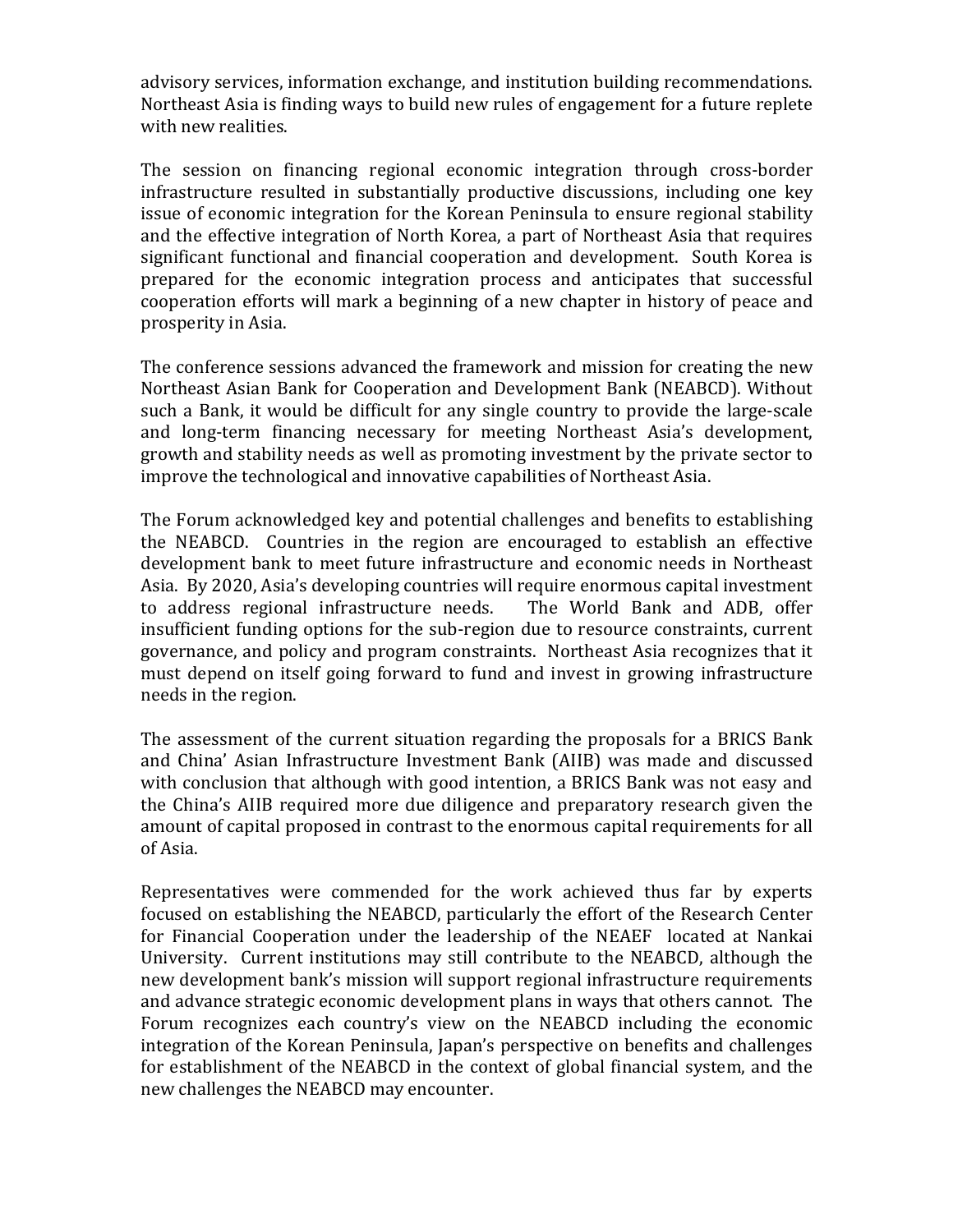advisory services, information exchange, and institution building recommendations. Northeast Asia is finding ways to build new rules of engagement for a future replete with new realities.

The session on financing regional economic integration through cross-border infrastructure resulted in substantially productive discussions, including one key issue of economic integration for the Korean Peninsula to ensure regional stability and the effective integration of North Korea, a part of Northeast Asia that requires significant functional and financial cooperation and development. South Korea is prepared for the economic integration process and anticipates that successful cooperation efforts will mark a beginning of a new chapter in history of peace and prosperity in Asia.

The conference sessions advanced the framework and mission for creating the new Northeast Asian Bank for Cooperation and Development Bank (NEABCD). Without such a Bank, it would be difficult for any single country to provide the large-scale and long-term financing necessary for meeting Northeast Asia's development, growth and stability needs as well as promoting investment by the private sector to improve the technological and innovative capabilities of Northeast Asia.

The Forum acknowledged key and potential challenges and benefits to establishing the NEABCD. Countries in the region are encouraged to establish an effective development bank to meet future infrastructure and economic needs in Northeast Asia. By 2020, Asia's developing countries will require enormous capital investment to address regional infrastructure needs. The World Bank and ADB, offer insufficient funding options for the sub-region due to resource constraints, current governance, and policy and program constraints. Northeast Asia recognizes that it must depend on itself going forward to fund and invest in growing infrastructure needs in the region.

The assessment of the current situation regarding the proposals for a BRICS Bank and China' Asian Infrastructure Investment Bank (AIIB) was made and discussed with conclusion that although with good intention, a BRICS Bank was not easy and the China's AIIB required more due diligence and preparatory research given the amount of capital proposed in contrast to the enormous capital requirements for all of Asia.

Representatives were commended for the work achieved thus far by experts focused on establishing the NEABCD, particularly the effort of the Research Center for Financial Cooperation under the leadership of the NEAEF located at Nankai University. Current institutions may still contribute to the NEABCD, although the new development bank's mission will support regional infrastructure requirements and advance strategic economic development plans in ways that others cannot. The Forum recognizes each country's view on the NEABCD including the economic integration of the Korean Peninsula, Japan's perspective on benefits and challenges for establishment of the NEABCD in the context of global financial system, and the new challenges the NEABCD may encounter.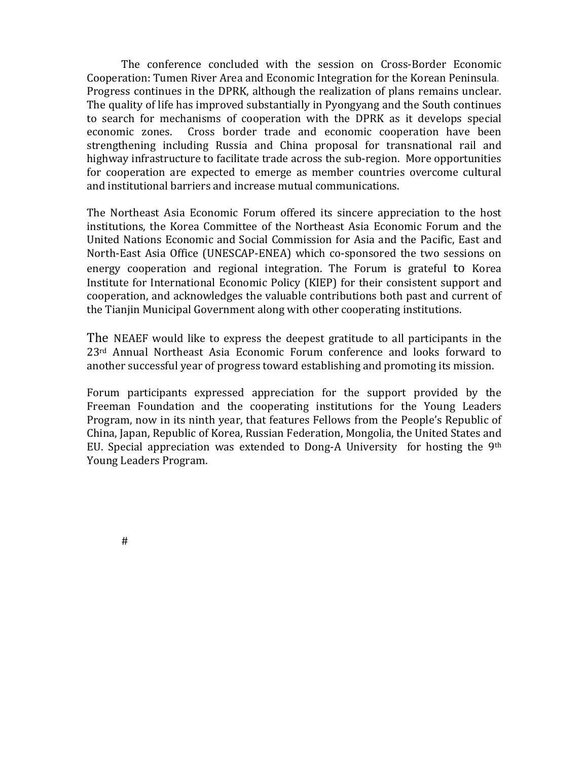The conference concluded with the session on Cross-Border Economic Cooperation: Tumen River Area and Economic Integration for the Korean Peninsula. Progress continues in the DPRK, although the realization of plans remains unclear. The quality of life has improved substantially in Pyongyang and the South continues to search for mechanisms of cooperation with the DPRK as it develops special economic zones. Cross border trade and economic cooperation have been strengthening including Russia and China proposal for transnational rail and highway infrastructure to facilitate trade across the sub-region. More opportunities for cooperation are expected to emerge as member countries overcome cultural and institutional barriers and increase mutual communications.

The Northeast Asia Economic Forum offered its sincere appreciation to the host institutions, the Korea Committee of the Northeast Asia Economic Forum and the United Nations Economic and Social Commission for Asia and the Pacific, East and North-East Asia Office (UNESCAP-ENEA) which co-sponsored the two sessions on energy cooperation and regional integration. The Forum is grateful to Korea Institute for International Economic Policy (KIEP) for their consistent support and cooperation, and acknowledges the valuable contributions both past and current of the Tianjin Municipal Government along with other cooperating institutions.

The NEAEF would like to express the deepest gratitude to all participants in the 23rd Annual Northeast Asia Economic Forum conference and looks forward to another successful year of progress toward establishing and promoting its mission.

Forum participants expressed appreciation for the support provided by the Freeman Foundation and the cooperating institutions for the Young Leaders Program, now in its ninth year, that features Fellows from the People's Republic of China, Japan, Republic of Korea, Russian Federation, Mongolia, the United States and EU. Special appreciation was extended to Dong-A University for hosting the 9th Young Leaders Program.

#